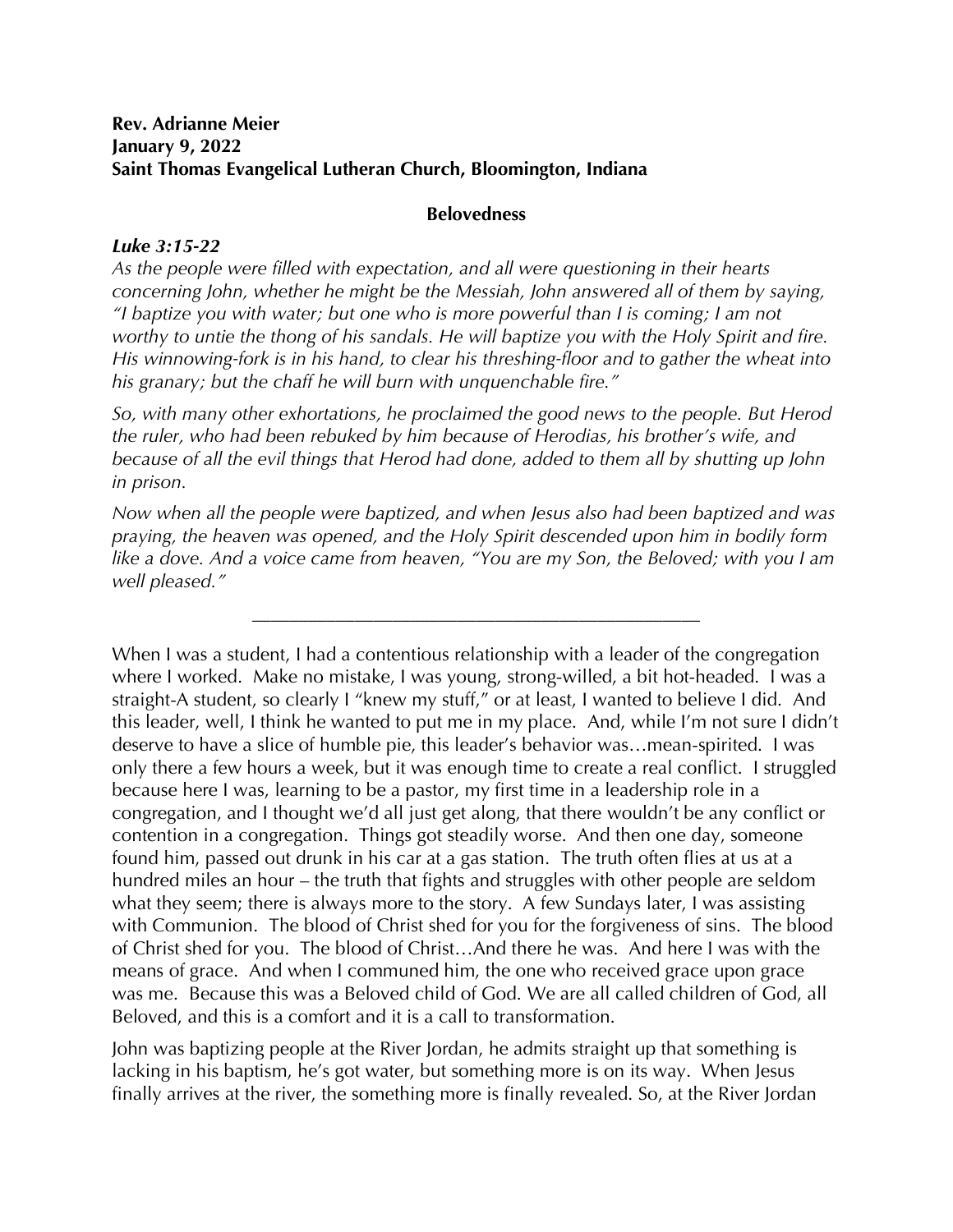**Rev. Adrianne Meier**
**January 9, 2022**
**Saint Thomas Evangelical Lutheran Church, Bloomington, Indiana**

## Belovedness

***Luke 3:15-22***

*As the people were filled with expectation, and all were questioning in their hearts concerning John, whether he might be the Messiah, John answered all of them by saying, "I baptize you with water; but one who is more powerful than I is coming; I am not worthy to untie the thong of his sandals. He will baptize you with the Holy Spirit and fire. His winnowing-fork is in his hand, to clear his threshing-floor and to gather the wheat into his granary; but the chaff he will burn with unquenchable fire."*

*So, with many other exhortations, he proclaimed the good news to the people. But Herod the ruler, who had been rebuked by him because of Herodias, his brother's wife, and because of all the evil things that Herod had done, added to them all by shutting up John in prison.*

*Now when all the people were baptized, and when Jesus also had been baptized and was praying, the heaven was opened, and the Holy Spirit descended upon him in bodily form like a dove. And a voice came from heaven, "You are my Son, the Beloved; with you I am well pleased."*

---

When I was a student, I had a contentious relationship with a leader of the congregation where I worked. Make no mistake, I was young, strong-willed, a bit hot-headed. I was a straight-A student, so clearly I "knew my stuff," or at least, I wanted to believe I did. And this leader, well, I think he wanted to put me in my place. And, while I'm not sure I didn't deserve to have a slice of humble pie, this leader's behavior was…mean-spirited. I was only there a few hours a week, but it was enough time to create a real conflict. I struggled because here I was, learning to be a pastor, my first time in a leadership role in a congregation, and I thought we'd all just get along, that there wouldn't be any conflict or contention in a congregation. Things got steadily worse. And then one day, someone found him, passed out drunk in his car at a gas station. The truth often flies at us at a hundred miles an hour – the truth that fights and struggles with other people are seldom what they seem; there is always more to the story. A few Sundays later, I was assisting with Communion. The blood of Christ shed for you for the forgiveness of sins. The blood of Christ shed for you. The blood of Christ…And there he was. And here I was with the means of grace. And when I communed him, the one who received grace upon grace was me. Because this was a Beloved child of God. We are all called children of God, all Beloved, and this is a comfort and it is a call to transformation.

John was baptizing people at the River Jordan, he admits straight up that something is lacking in his baptism, he's got water, but something more is on its way. When Jesus finally arrives at the river, the something more is finally revealed. So, at the River Jordan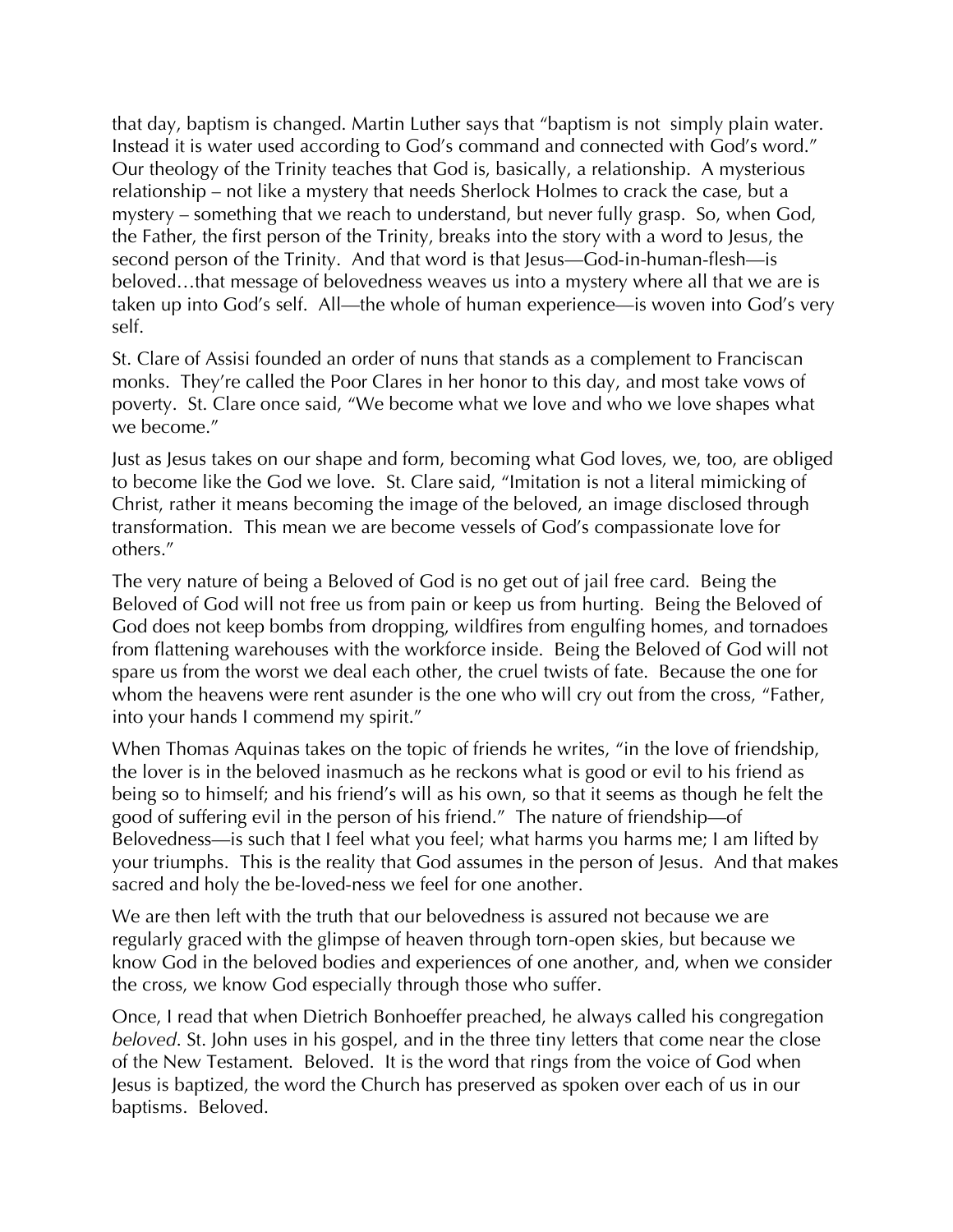that day, baptism is changed. Martin Luther says that "baptism is not simply plain water. Instead it is water used according to God's command and connected with God's word." Our theology of the Trinity teaches that God is, basically, a relationship. A mysterious relationship – not like a mystery that needs Sherlock Holmes to crack the case, but a mystery – something that we reach to understand, but never fully grasp. So, when God, the Father, the first person of the Trinity, breaks into the story with a word to Jesus, the second person of the Trinity. And that word is that Jesus—God-in-human-flesh—is beloved…that message of belovedness weaves us into a mystery where all that we are is taken up into God's self. All—the whole of human experience—is woven into God's very self.

St. Clare of Assisi founded an order of nuns that stands as a complement to Franciscan monks. They're called the Poor Clares in her honor to this day, and most take vows of poverty. St. Clare once said, "We become what we love and who we love shapes what we become."

Just as Jesus takes on our shape and form, becoming what God loves, we, too, are obliged to become like the God we love. St. Clare said, "Imitation is not a literal mimicking of Christ, rather it means becoming the image of the beloved, an image disclosed through transformation. This mean we are become vessels of God's compassionate love for others."

The very nature of being a Beloved of God is no get out of jail free card. Being the Beloved of God will not free us from pain or keep us from hurting. Being the Beloved of God does not keep bombs from dropping, wildfires from engulfing homes, and tornadoes from flattening warehouses with the workforce inside. Being the Beloved of God will not spare us from the worst we deal each other, the cruel twists of fate. Because the one for whom the heavens were rent asunder is the one who will cry out from the cross, "Father, into your hands I commend my spirit."

When Thomas Aquinas takes on the topic of friends he writes, "in the love of friendship, the lover is in the beloved inasmuch as he reckons what is good or evil to his friend as being so to himself; and his friend's will as his own, so that it seems as though he felt the good of suffering evil in the person of his friend." The nature of friendship—of Belovedness—is such that I feel what you feel; what harms you harms me; I am lifted by your triumphs. This is the reality that God assumes in the person of Jesus. And that makes sacred and holy the be-loved-ness we feel for one another.

We are then left with the truth that our belovedness is assured not because we are regularly graced with the glimpse of heaven through torn-open skies, but because we know God in the beloved bodies and experiences of one another, and, when we consider the cross, we know God especially through those who suffer.

Once, I read that when Dietrich Bonhoeffer preached, he always called his congregation *beloved*. St. John uses in his gospel, and in the three tiny letters that come near the close of the New Testament. Beloved. It is the word that rings from the voice of God when Jesus is baptized, the word the Church has preserved as spoken over each of us in our baptisms. Beloved.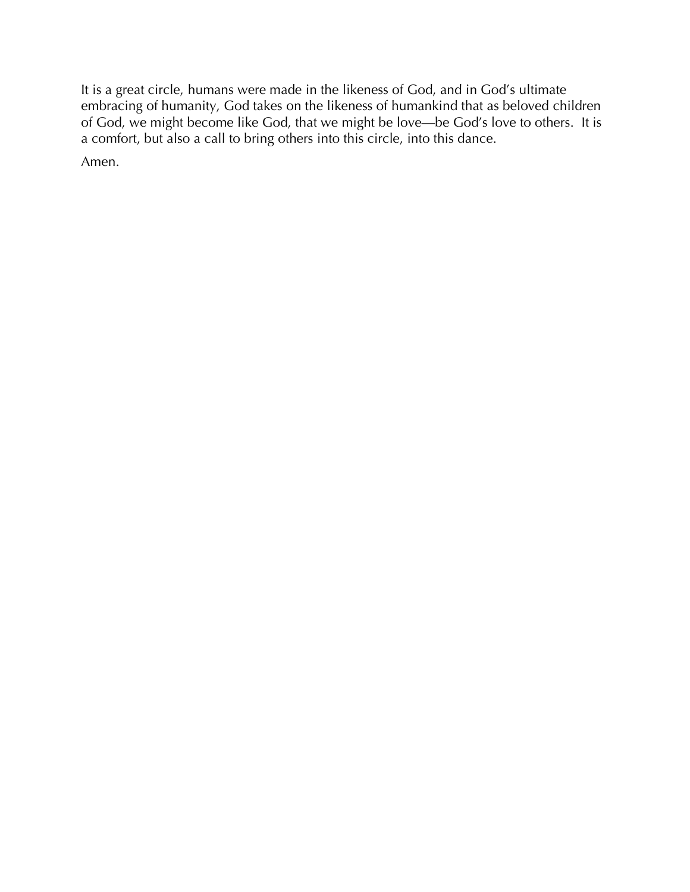It is a great circle, humans were made in the likeness of God, and in God's ultimate embracing of humanity, God takes on the likeness of humankind that as beloved children of God, we might become like God, that we might be love—be God's love to others. It is a comfort, but also a call to bring others into this circle, into this dance.

Amen.